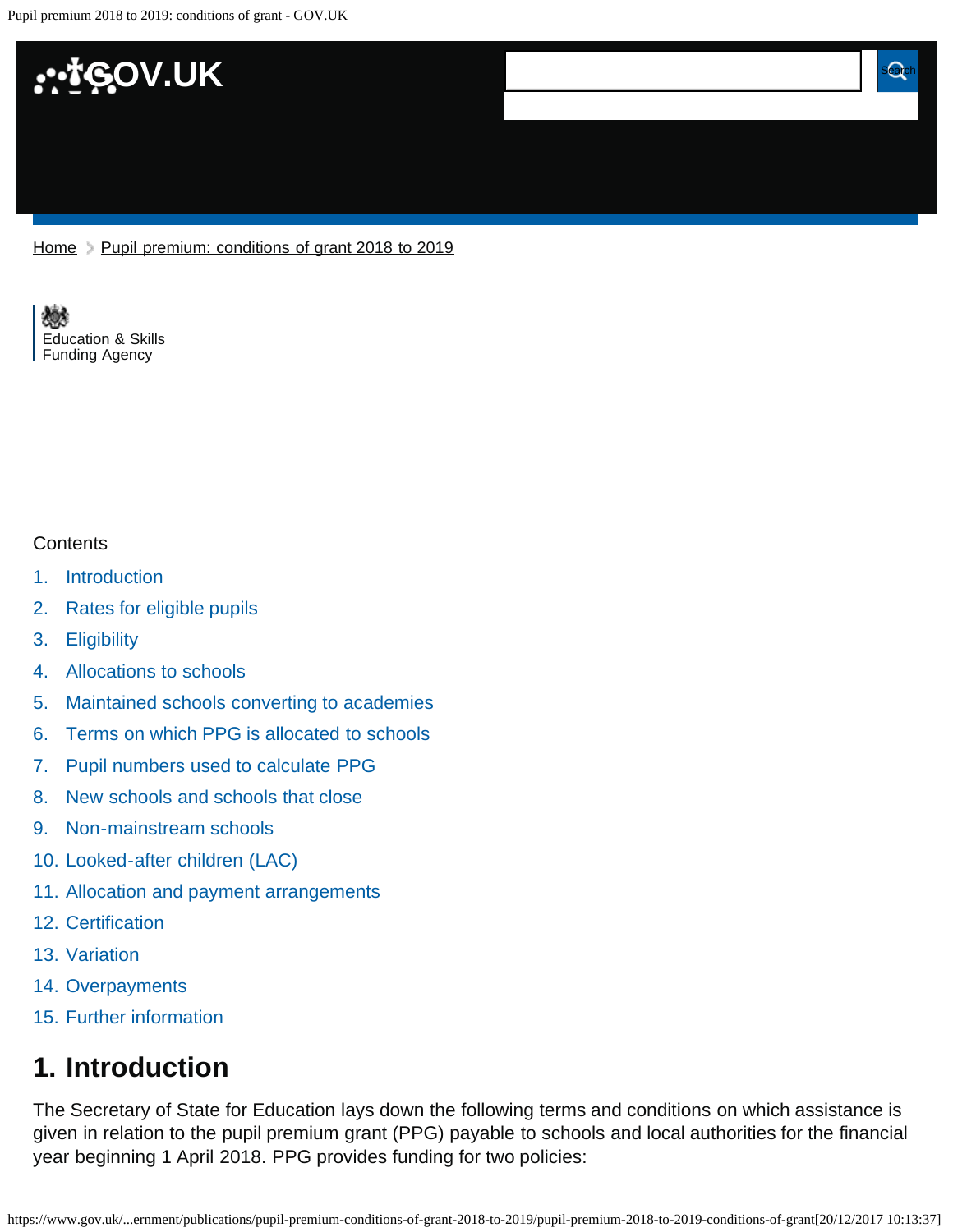Home > Pupil premium: conditions of grant 2018 to 2019

Education & Skills Funding Agency

Contents

1. Introduction
2. Rates for eligible pupils
3. Eligibility
4. Allocations to schools
5. Maintained schools converting to academies
6. Terms on which PPG is allocated to schools
7. Pupil numbers used to calculate PPG
8. New schools and schools that close
9. Non-mainstream schools
10. Looked-after children (LAC)
11. Allocation and payment arrangements
12. Certification
13. Variation
14. Overpayments
15. Further information

## 1. Introduction

The Secretary of State for Education lays down the following terms and conditions on which assistance is given in relation to the pupil premium grant (PPG) payable to schools and local authorities for the financial year beginning 1 April 2018. PPG provides funding for two policies: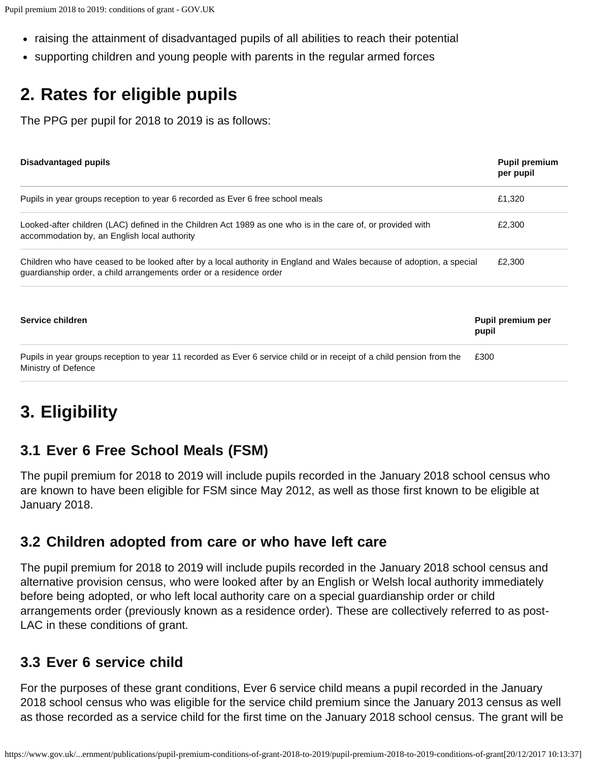- raising the attainment of disadvantaged pupils of all abilities to reach their potential
- supporting children and young people with parents in the regular armed forces

## 2. Rates for eligible pupils

The PPG per pupil for 2018 to 2019 is as follows:

| Disadvantaged pupils | Pupil premium per pupil |
|---|---|
| Pupils in year groups reception to year 6 recorded as Ever 6 free school meals | £1,320 |
| Looked-after children (LAC) defined in the Children Act 1989 as one who is in the care of, or provided with accommodation by, an English local authority | £2,300 |
| Children who have ceased to be looked after by a local authority in England and Wales because of adoption, a special guardianship order, a child arrangements order or a residence order | £2,300 |

| Service children | Pupil premium per pupil |
|---|---|
| Pupils in year groups reception to year 11 recorded as Ever 6 service child or in receipt of a child pension from the Ministry of Defence | £300 |

## 3. Eligibility

### 3.1 Ever 6 Free School Meals (FSM)

The pupil premium for 2018 to 2019 will include pupils recorded in the January 2018 school census who are known to have been eligible for FSM since May 2012, as well as those first known to be eligible at January 2018.

### 3.2 Children adopted from care or who have left care

The pupil premium for 2018 to 2019 will include pupils recorded in the January 2018 school census and alternative provision census, who were looked after by an English or Welsh local authority immediately before being adopted, or who left local authority care on a special guardianship order or child arrangements order (previously known as a residence order). These are collectively referred to as post-LAC in these conditions of grant.

### 3.3 Ever 6 service child

For the purposes of these grant conditions, Ever 6 service child means a pupil recorded in the January 2018 school census who was eligible for the service child premium since the January 2013 census as well as those recorded as a service child for the first time on the January 2018 school census. The grant will be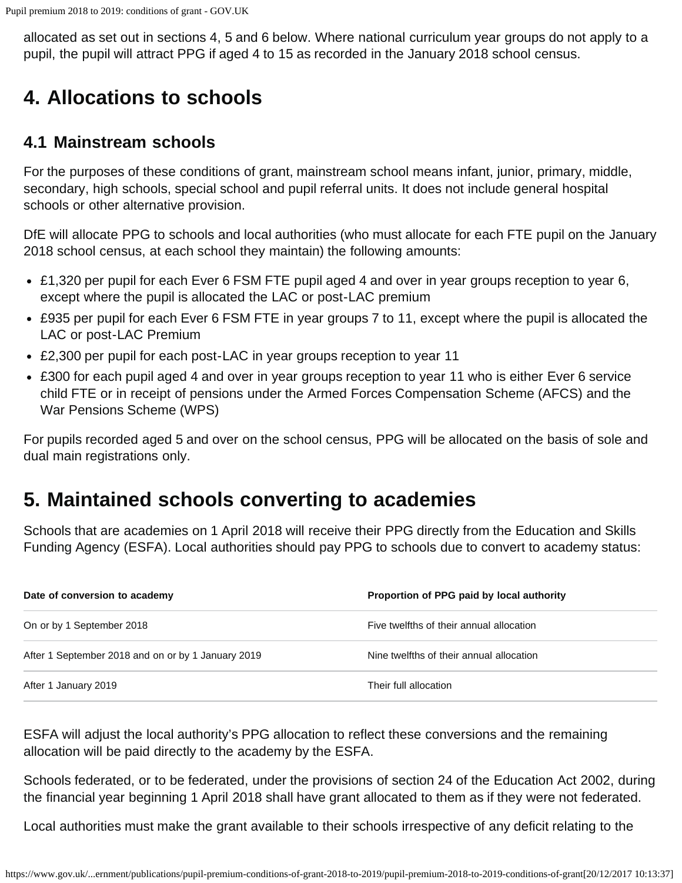allocated as set out in sections 4, 5 and 6 below. Where national curriculum year groups do not apply to a pupil, the pupil will attract PPG if aged 4 to 15 as recorded in the January 2018 school census.

## 4. Allocations to schools

### 4.1 Mainstream schools

For the purposes of these conditions of grant, mainstream school means infant, junior, primary, middle, secondary, high schools, special school and pupil referral units. It does not include general hospital schools or other alternative provision.

DfE will allocate PPG to schools and local authorities (who must allocate for each FTE pupil on the January 2018 school census, at each school they maintain) the following amounts:

- £1,320 per pupil for each Ever 6 FSM FTE pupil aged 4 and over in year groups reception to year 6, except where the pupil is allocated the LAC or post-LAC premium
- £935 per pupil for each Ever 6 FSM FTE in year groups 7 to 11, except where the pupil is allocated the LAC or post-LAC Premium
- £2,300 per pupil for each post-LAC in year groups reception to year 11
- £300 for each pupil aged 4 and over in year groups reception to year 11 who is either Ever 6 service child FTE or in receipt of pensions under the Armed Forces Compensation Scheme (AFCS) and the War Pensions Scheme (WPS)

For pupils recorded aged 5 and over on the school census, PPG will be allocated on the basis of sole and dual main registrations only.

## 5. Maintained schools converting to academies

Schools that are academies on 1 April 2018 will receive their PPG directly from the Education and Skills Funding Agency (ESFA). Local authorities should pay PPG to schools due to convert to academy status:

| Date of conversion to academy | Proportion of PPG paid by local authority |
|---|---|
| On or by 1 September 2018 | Five twelfths of their annual allocation |
| After 1 September 2018 and on or by 1 January 2019 | Nine twelfths of their annual allocation |
| After 1 January 2019 | Their full allocation |

ESFA will adjust the local authority's PPG allocation to reflect these conversions and the remaining allocation will be paid directly to the academy by the ESFA.

Schools federated, or to be federated, under the provisions of section 24 of the Education Act 2002, during the financial year beginning 1 April 2018 shall have grant allocated to them as if they were not federated.

Local authorities must make the grant available to their schools irrespective of any deficit relating to the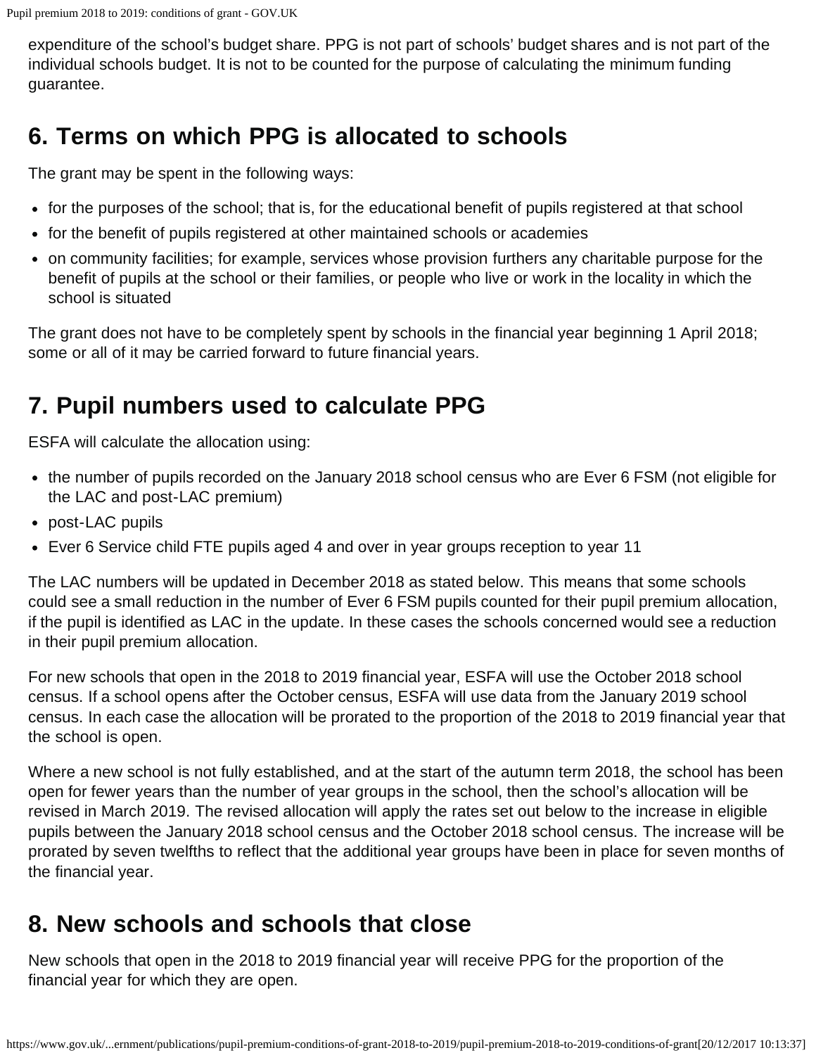expenditure of the school's budget share. PPG is not part of schools' budget shares and is not part of the individual schools budget. It is not to be counted for the purpose of calculating the minimum funding guarantee.

## 6. Terms on which PPG is allocated to schools

The grant may be spent in the following ways:

- for the purposes of the school; that is, for the educational benefit of pupils registered at that school
- for the benefit of pupils registered at other maintained schools or academies
- on community facilities; for example, services whose provision furthers any charitable purpose for the benefit of pupils at the school or their families, or people who live or work in the locality in which the school is situated

The grant does not have to be completely spent by schools in the financial year beginning 1 April 2018; some or all of it may be carried forward to future financial years.

## 7. Pupil numbers used to calculate PPG

ESFA will calculate the allocation using:

- the number of pupils recorded on the January 2018 school census who are Ever 6 FSM (not eligible for the LAC and post-LAC premium)
- post-LAC pupils
- Ever 6 Service child FTE pupils aged 4 and over in year groups reception to year 11

The LAC numbers will be updated in December 2018 as stated below. This means that some schools could see a small reduction in the number of Ever 6 FSM pupils counted for their pupil premium allocation, if the pupil is identified as LAC in the update. In these cases the schools concerned would see a reduction in their pupil premium allocation.

For new schools that open in the 2018 to 2019 financial year, ESFA will use the October 2018 school census. If a school opens after the October census, ESFA will use data from the January 2019 school census. In each case the allocation will be prorated to the proportion of the 2018 to 2019 financial year that the school is open.

Where a new school is not fully established, and at the start of the autumn term 2018, the school has been open for fewer years than the number of year groups in the school, then the school's allocation will be revised in March 2019. The revised allocation will apply the rates set out below to the increase in eligible pupils between the January 2018 school census and the October 2018 school census. The increase will be prorated by seven twelfths to reflect that the additional year groups have been in place for seven months of the financial year.

## 8. New schools and schools that close

New schools that open in the 2018 to 2019 financial year will receive PPG for the proportion of the financial year for which they are open.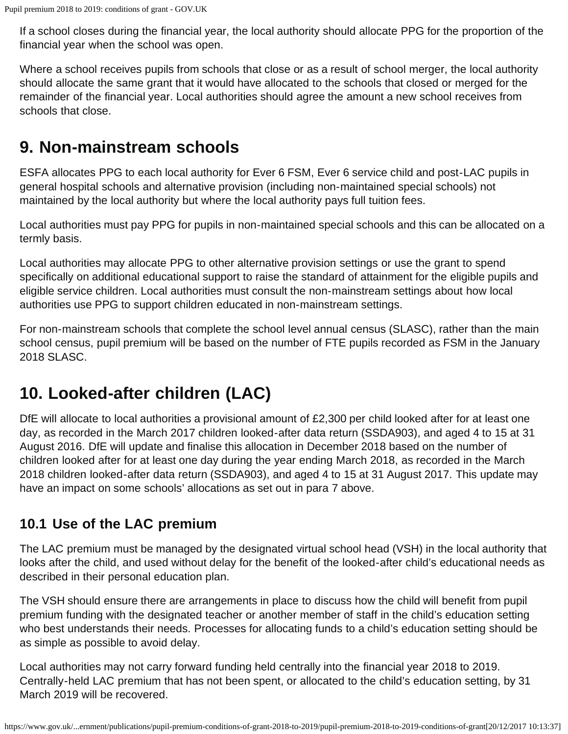If a school closes during the financial year, the local authority should allocate PPG for the proportion of the financial year when the school was open.

Where a school receives pupils from schools that close or as a result of school merger, the local authority should allocate the same grant that it would have allocated to the schools that closed or merged for the remainder of the financial year. Local authorities should agree the amount a new school receives from schools that close.

## 9. Non-mainstream schools

ESFA allocates PPG to each local authority for Ever 6 FSM, Ever 6 service child and post-LAC pupils in general hospital schools and alternative provision (including non-maintained special schools) not maintained by the local authority but where the local authority pays full tuition fees.

Local authorities must pay PPG for pupils in non-maintained special schools and this can be allocated on a termly basis.

Local authorities may allocate PPG to other alternative provision settings or use the grant to spend specifically on additional educational support to raise the standard of attainment for the eligible pupils and eligible service children. Local authorities must consult the non-mainstream settings about how local authorities use PPG to support children educated in non-mainstream settings.

For non-mainstream schools that complete the school level annual census (SLASC), rather than the main school census, pupil premium will be based on the number of FTE pupils recorded as FSM in the January 2018 SLASC.

## 10. Looked-after children (LAC)

DfE will allocate to local authorities a provisional amount of £2,300 per child looked after for at least one day, as recorded in the March 2017 children looked-after data return (SSDA903), and aged 4 to 15 at 31 August 2016. DfE will update and finalise this allocation in December 2018 based on the number of children looked after for at least one day during the year ending March 2018, as recorded in the March 2018 children looked-after data return (SSDA903), and aged 4 to 15 at 31 August 2017. This update may have an impact on some schools' allocations as set out in para 7 above.

### 10.1 Use of the LAC premium

The LAC premium must be managed by the designated virtual school head (VSH) in the local authority that looks after the child, and used without delay for the benefit of the looked-after child's educational needs as described in their personal education plan.

The VSH should ensure there are arrangements in place to discuss how the child will benefit from pupil premium funding with the designated teacher or another member of staff in the child's education setting who best understands their needs. Processes for allocating funds to a child's education setting should be as simple as possible to avoid delay.

Local authorities may not carry forward funding held centrally into the financial year 2018 to 2019. Centrally-held LAC premium that has not been spent, or allocated to the child's education setting, by 31 March 2019 will be recovered.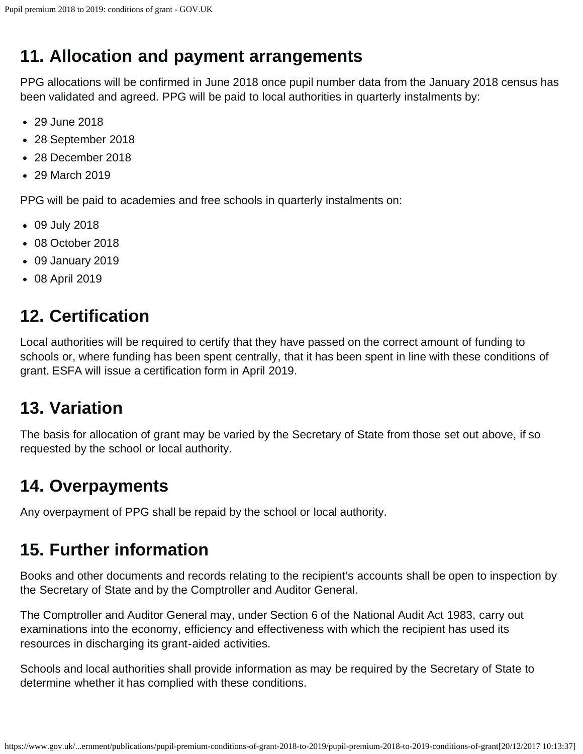## 11. Allocation and payment arrangements

PPG allocations will be confirmed in June 2018 once pupil number data from the January 2018 census has been validated and agreed. PPG will be paid to local authorities in quarterly instalments by:

- 29 June 2018
- 28 September 2018
- 28 December 2018
- 29 March 2019

PPG will be paid to academies and free schools in quarterly instalments on:

- 09 July 2018
- 08 October 2018
- 09 January 2019
- 08 April 2019

## 12. Certification

Local authorities will be required to certify that they have passed on the correct amount of funding to schools or, where funding has been spent centrally, that it has been spent in line with these conditions of grant. ESFA will issue a certification form in April 2019.

## 13. Variation

The basis for allocation of grant may be varied by the Secretary of State from those set out above, if so requested by the school or local authority.

## 14. Overpayments

Any overpayment of PPG shall be repaid by the school or local authority.

## 15. Further information

Books and other documents and records relating to the recipient's accounts shall be open to inspection by the Secretary of State and by the Comptroller and Auditor General.

The Comptroller and Auditor General may, under Section 6 of the National Audit Act 1983, carry out examinations into the economy, efficiency and effectiveness with which the recipient has used its resources in discharging its grant-aided activities.

Schools and local authorities shall provide information as may be required by the Secretary of State to determine whether it has complied with these conditions.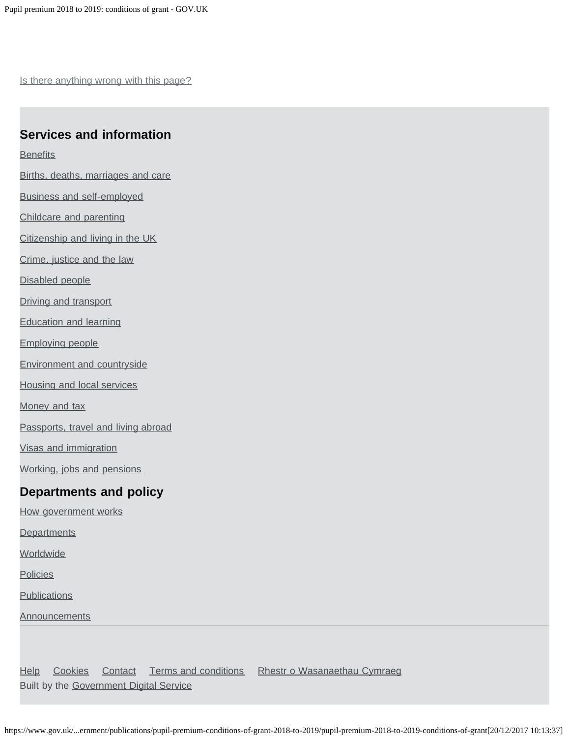Is there anything wrong with this page?

## Services and information

Benefits

Births, deaths, marriages and care

Business and self-employed

Childcare and parenting

Citizenship and living in the UK

Crime, justice and the law

Disabled people

Driving and transport

Education and learning

Employing people

Environment and countryside

Housing and local services

Money and tax

Passports, travel and living abroad

Visas and immigration

Working, jobs and pensions

## Departments and policy

How government works

Departments

Worldwide

Policies

Publications

Announcements

Help Cookies Contact Terms and conditions Rhestr o Wasanaethau Cymraeg

Built by the Government Digital Service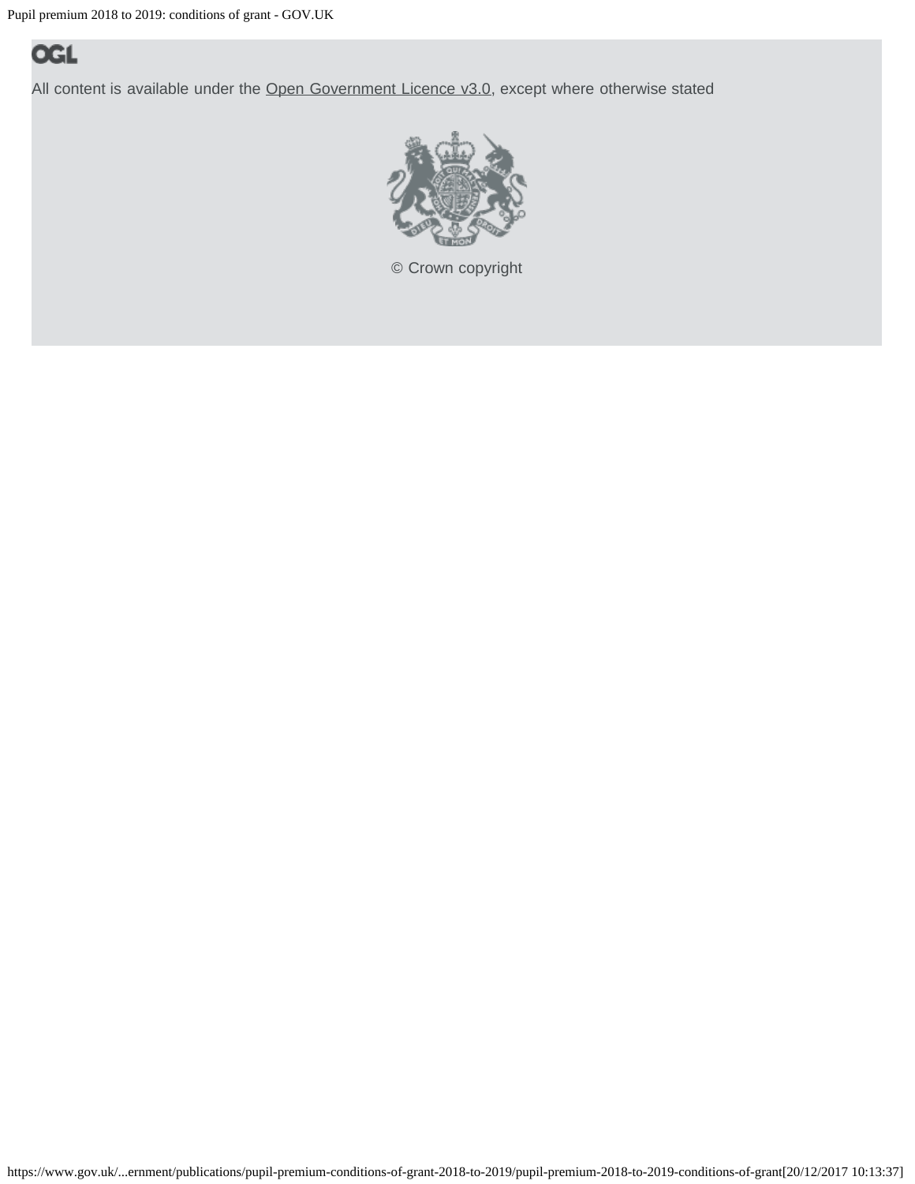OGL

All content is available under the Open Government Licence v3.0, except where otherwise stated

© Crown copyright